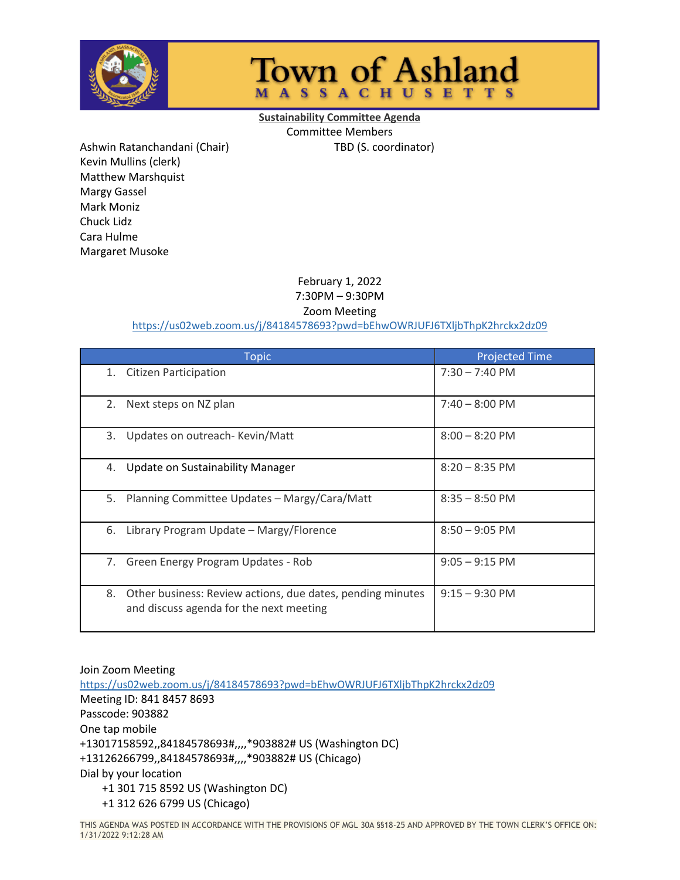# Town of Ashland

MASSACHUSETTS

**Sustainability Committee Agenda**

Committee Members

Ashwin Ratanchandani (Chair)
Kevin Mullins (clerk)
Matthew Marshquist
Margy Gassel
Mark Moniz
Chuck Lidz
Cara Hulme
Margaret Musoke

TBD (S. coordinator)

February 1, 2022
7:30PM – 9:30PM
Zoom Meeting
https://us02web.zoom.us/j/84184578693?pwd=bEhwOWRJUFJ6TXljbThpK2hrckx2dz09

| Topic | Projected Time |
|---|---|
| 1. Citizen Participation | 7:30 – 7:40 PM |
| 2. Next steps on NZ plan | 7:40 – 8:00 PM |
| 3. Updates on outreach- Kevin/Matt | 8:00 – 8:20 PM |
| 4. Update on Sustainability Manager | 8:20 – 8:35 PM |
| 5. Planning Committee Updates – Margy/Cara/Matt | 8:35 – 8:50 PM |
| 6. Library Program Update – Margy/Florence | 8:50 – 9:05 PM |
| 7. Green Energy Program Updates - Rob | 9:05 – 9:15 PM |
| 8. Other business: Review actions, due dates, pending minutes and discuss agenda for the next meeting | 9:15 – 9:30 PM |

Join Zoom Meeting
https://us02web.zoom.us/j/84184578693?pwd=bEhwOWRJUFJ6TXljbThpK2hrckx2dz09
Meeting ID: 841 8457 8693
Passcode: 903882
One tap mobile
+13017158592,,84184578693#,,,,*903882# US (Washington DC)
+13126266799,,84184578693#,,,,*903882# US (Chicago)
Dial by your location
+1 301 715 8592 US (Washington DC)
+1 312 626 6799 US (Chicago)

THIS AGENDA WAS POSTED IN ACCORDANCE WITH THE PROVISIONS OF MGL 30A §§18-25 AND APPROVED BY THE TOWN CLERK'S OFFICE ON: 1/31/2022 9:12:28 AM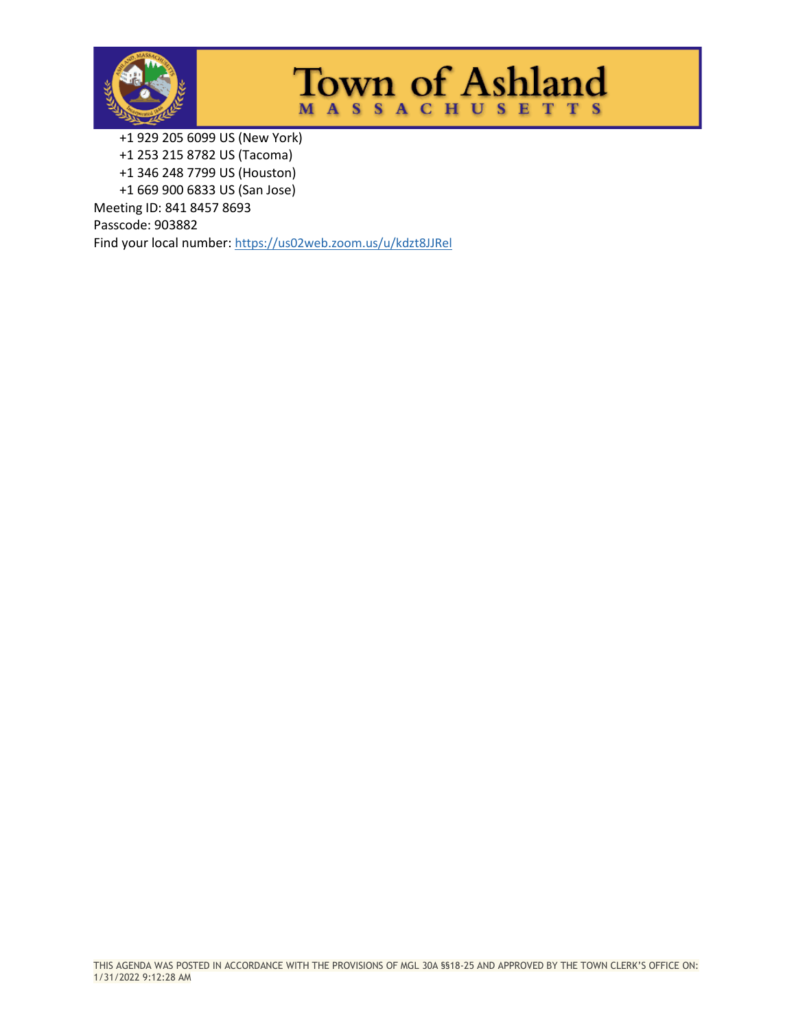+1 929 205 6099 US (New York)
+1 253 215 8782 US (Tacoma)
+1 346 248 7799 US (Houston)
+1 669 900 6833 US (San Jose)

Meeting ID: 841 8457 8693
Passcode: 903882
Find your local number: https://us02web.zoom.us/u/kdzt8JJRel

THIS AGENDA WAS POSTED IN ACCORDANCE WITH THE PROVISIONS OF MGL 30A §§18-25 AND APPROVED BY THE TOWN CLERK'S OFFICE ON: 1/31/2022 9:12:28 AM